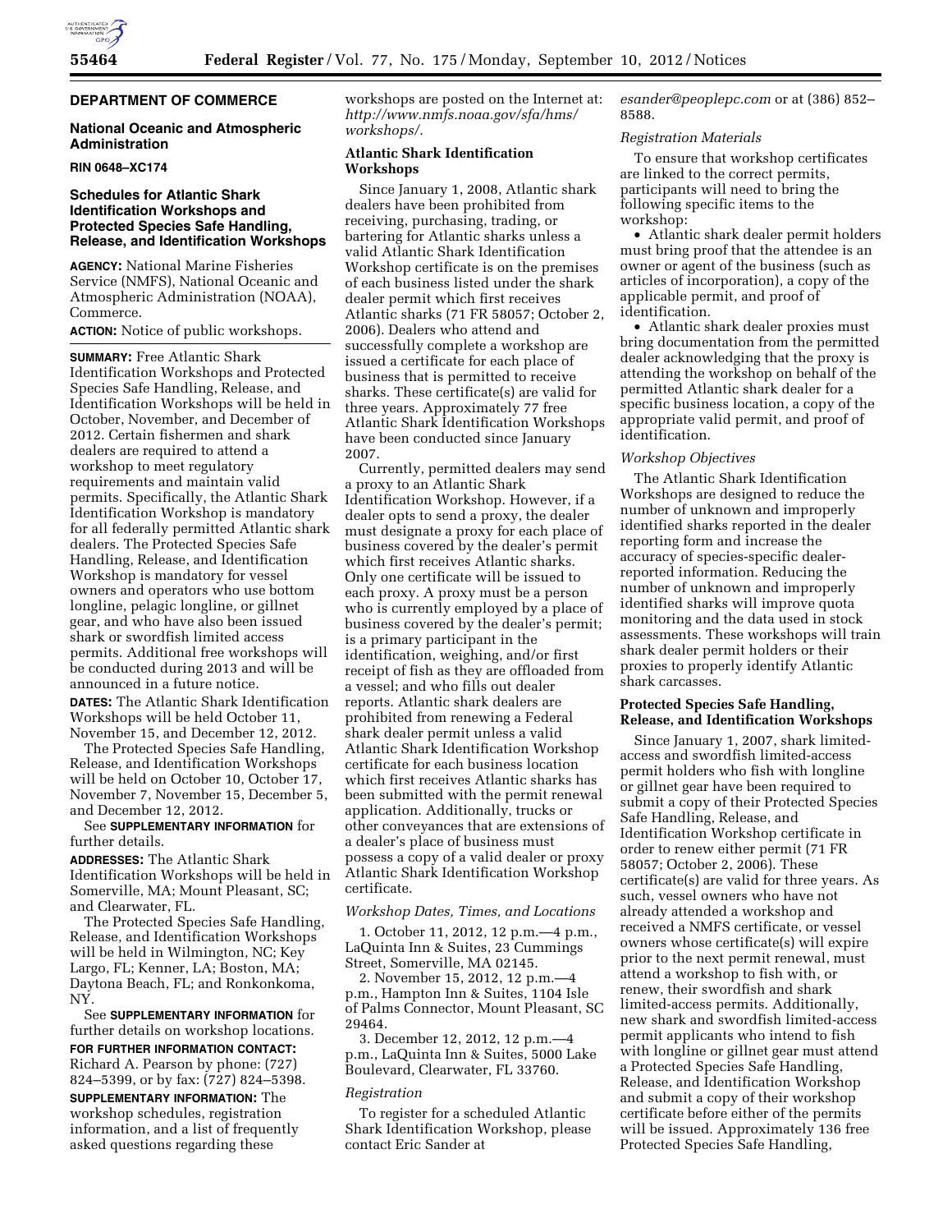**DEPARTMENT OF COMMERCE**

**National Oceanic and Atmospheric Administration**

**RIN 0648–XC174**

## Schedules for Atlantic Shark Identification Workshops and Protected Species Safe Handling, Release, and Identification Workshops

**AGENCY:** National Marine Fisheries Service (NMFS), National Oceanic and Atmospheric Administration (NOAA), Commerce.

**ACTION:** Notice of public workshops.

**SUMMARY:** Free Atlantic Shark Identification Workshops and Protected Species Safe Handling, Release, and Identification Workshops will be held in October, November, and December of 2012. Certain fishermen and shark dealers are required to attend a workshop to meet regulatory requirements and maintain valid permits. Specifically, the Atlantic Shark Identification Workshop is mandatory for all federally permitted Atlantic shark dealers. The Protected Species Safe Handling, Release, and Identification Workshop is mandatory for vessel owners and operators who use bottom longline, pelagic longline, or gillnet gear, and who have also been issued shark or swordfish limited access permits. Additional free workshops will be conducted during 2013 and will be announced in a future notice.

**DATES:** The Atlantic Shark Identification Workshops will be held October 11, November 15, and December 12, 2012.

The Protected Species Safe Handling, Release, and Identification Workshops will be held on October 10, October 17, November 7, November 15, December 5, and December 12, 2012.

See **SUPPLEMENTARY INFORMATION** for further details.

**ADDRESSES:** The Atlantic Shark Identification Workshops will be held in Somerville, MA; Mount Pleasant, SC; and Clearwater, FL.

The Protected Species Safe Handling, Release, and Identification Workshops will be held in Wilmington, NC; Key Largo, FL; Kenner, LA; Boston, MA; Daytona Beach, FL; and Ronkonkoma, NY.

See **SUPPLEMENTARY INFORMATION** for further details on workshop locations.

**FOR FURTHER INFORMATION CONTACT:** Richard A. Pearson by phone: (727) 824–5399, or by fax: (727) 824–5398.

**SUPPLEMENTARY INFORMATION:** The workshop schedules, registration information, and a list of frequently asked questions regarding these workshops are posted on the Internet at: *http://www.nmfs.noaa.gov/sfa/hms/workshops/.*

### Atlantic Shark Identification Workshops

Since January 1, 2008, Atlantic shark dealers have been prohibited from receiving, purchasing, trading, or bartering for Atlantic sharks unless a valid Atlantic Shark Identification Workshop certificate is on the premises of each business listed under the shark dealer permit which first receives Atlantic sharks (71 FR 58057; October 2, 2006). Dealers who attend and successfully complete a workshop are issued a certificate for each place of business that is permitted to receive sharks. These certificate(s) are valid for three years. Approximately 77 free Atlantic Shark Identification Workshops have been conducted since January 2007.

Currently, permitted dealers may send a proxy to an Atlantic Shark Identification Workshop. However, if a dealer opts to send a proxy, the dealer must designate a proxy for each place of business covered by the dealer's permit which first receives Atlantic sharks. Only one certificate will be issued to each proxy. A proxy must be a person who is currently employed by a place of business covered by the dealer's permit; is a primary participant in the identification, weighing, and/or first receipt of fish as they are offloaded from a vessel; and who fills out dealer reports. Atlantic shark dealers are prohibited from renewing a Federal shark dealer permit unless a valid Atlantic Shark Identification Workshop certificate for each business location which first receives Atlantic sharks has been submitted with the permit renewal application. Additionally, trucks or other conveyances that are extensions of a dealer's place of business must possess a copy of a valid dealer or proxy Atlantic Shark Identification Workshop certificate.

*Workshop Dates, Times, and Locations*

1. October 11, 2012, 12 p.m.—4 p.m., LaQuinta Inn & Suites, 23 Cummings Street, Somerville, MA 02145.
2. November 15, 2012, 12 p.m.—4 p.m., Hampton Inn & Suites, 1104 Isle of Palms Connector, Mount Pleasant, SC 29464.
3. December 12, 2012, 12 p.m.—4 p.m., LaQuinta Inn & Suites, 5000 Lake Boulevard, Clearwater, FL 33760.

*Registration*

To register for a scheduled Atlantic Shark Identification Workshop, please contact Eric Sander at *esander@peoplepc.com* or at (386) 852–8588.

*Registration Materials*

To ensure that workshop certificates are linked to the correct permits, participants will need to bring the following specific items to the workshop:

- Atlantic shark dealer permit holders must bring proof that the attendee is an owner or agent of the business (such as articles of incorporation), a copy of the applicable permit, and proof of identification.
- Atlantic shark dealer proxies must bring documentation from the permitted dealer acknowledging that the proxy is attending the workshop on behalf of the permitted Atlantic shark dealer for a specific business location, a copy of the appropriate valid permit, and proof of identification.

*Workshop Objectives*

The Atlantic Shark Identification Workshops are designed to reduce the number of unknown and improperly identified sharks reported in the dealer reporting form and increase the accuracy of species-specific dealer-reported information. Reducing the number of unknown and improperly identified sharks will improve quota monitoring and the data used in stock assessments. These workshops will train shark dealer permit holders or their proxies to properly identify Atlantic shark carcasses.

### Protected Species Safe Handling, Release, and Identification Workshops

Since January 1, 2007, shark limited-access and swordfish limited-access permit holders who fish with longline or gillnet gear have been required to submit a copy of their Protected Species Safe Handling, Release, and Identification Workshop certificate in order to renew either permit (71 FR 58057; October 2, 2006). These certificate(s) are valid for three years. As such, vessel owners who have not already attended a workshop and received a NMFS certificate, or vessel owners whose certificate(s) will expire prior to the next permit renewal, must attend a workshop to fish with, or renew, their swordfish and shark limited-access permits. Additionally, new shark and swordfish limited-access permit applicants who intend to fish with longline or gillnet gear must attend a Protected Species Safe Handling, Release, and Identification Workshop and submit a copy of their workshop certificate before either of the permits will be issued. Approximately 136 free Protected Species Safe Handling,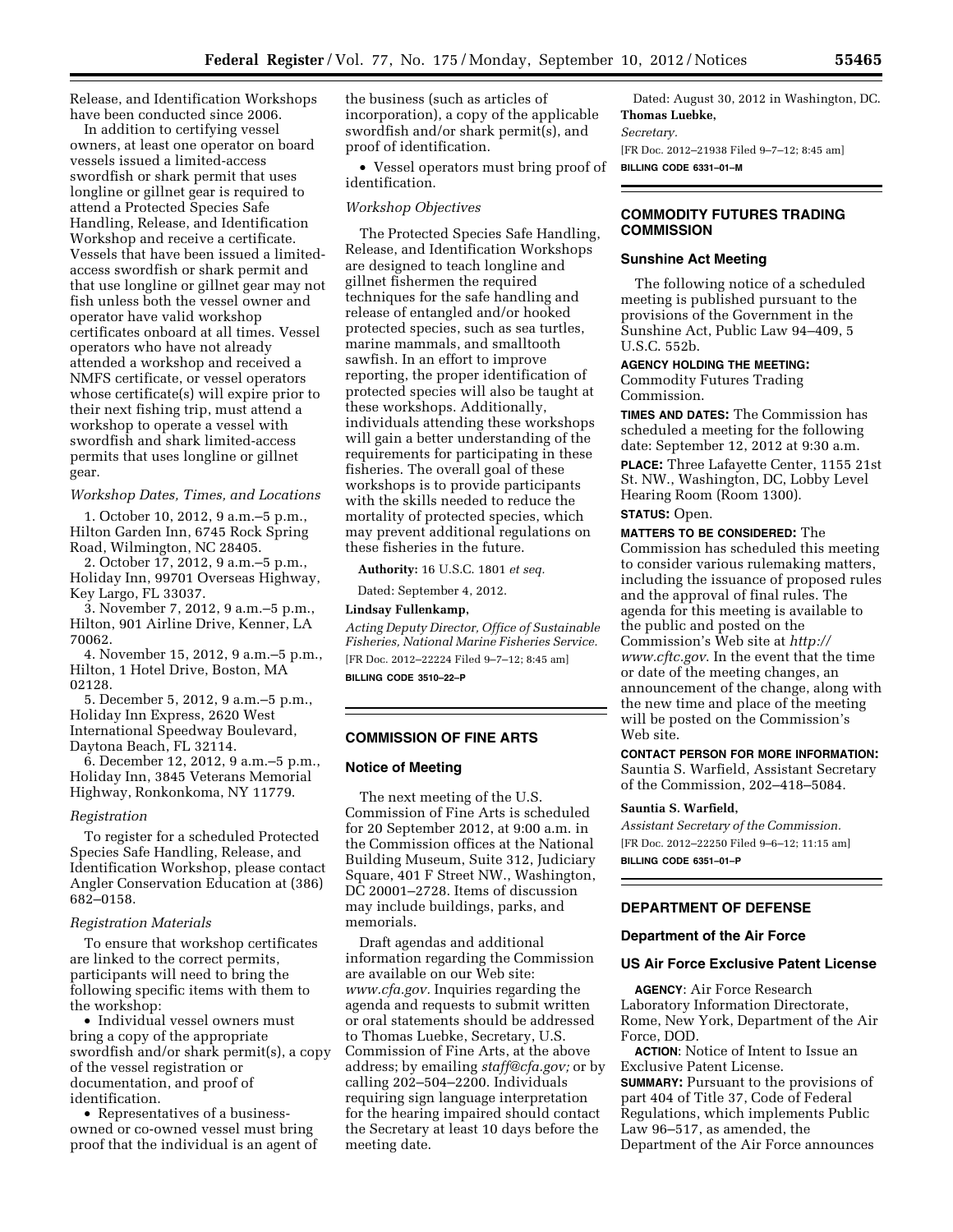Release, and Identification Workshops have been conducted since 2006.

In addition to certifying vessel owners, at least one operator on board vessels issued a limited-access swordfish or shark permit that uses longline or gillnet gear is required to attend a Protected Species Safe Handling, Release, and Identification Workshop and receive a certificate. Vessels that have been issued a limited-access swordfish or shark permit and that use longline or gillnet gear may not fish unless both the vessel owner and operator have valid workshop certificates onboard at all times. Vessel operators who have not already attended a workshop and received a NMFS certificate, or vessel operators whose certificate(s) will expire prior to their next fishing trip, must attend a workshop to operate a vessel with swordfish and shark limited-access permits that uses longline or gillnet gear.

*Workshop Dates, Times, and Locations*

1. October 10, 2012, 9 a.m.–5 p.m., Hilton Garden Inn, 6745 Rock Spring Road, Wilmington, NC 28405.

2. October 17, 2012, 9 a.m.–5 p.m., Holiday Inn, 99701 Overseas Highway, Key Largo, FL 33037.

3. November 7, 2012, 9 a.m.–5 p.m., Hilton, 901 Airline Drive, Kenner, LA 70062.

4. November 15, 2012, 9 a.m.–5 p.m., Hilton, 1 Hotel Drive, Boston, MA 02128.

5. December 5, 2012, 9 a.m.–5 p.m., Holiday Inn Express, 2620 West International Speedway Boulevard, Daytona Beach, FL 32114.

6. December 12, 2012, 9 a.m.–5 p.m., Holiday Inn, 3845 Veterans Memorial Highway, Ronkonkoma, NY 11779.

*Registration*

To register for a scheduled Protected Species Safe Handling, Release, and Identification Workshop, please contact Angler Conservation Education at (386) 682–0158.

*Registration Materials*

To ensure that workshop certificates are linked to the correct permits, participants will need to bring the following specific items with them to the workshop:

- Individual vessel owners must bring a copy of the appropriate swordfish and/or shark permit(s), a copy of the vessel registration or documentation, and proof of identification.
- Representatives of a business-owned or co-owned vessel must bring proof that the individual is an agent of the business (such as articles of incorporation), a copy of the applicable swordfish and/or shark permit(s), and proof of identification.
- Vessel operators must bring proof of identification.

*Workshop Objectives*

The Protected Species Safe Handling, Release, and Identification Workshops are designed to teach longline and gillnet fishermen the required techniques for the safe handling and release of entangled and/or hooked protected species, such as sea turtles, marine mammals, and smalltooth sawfish. In an effort to improve reporting, the proper identification of protected species will also be taught at these workshops. Additionally, individuals attending these workshops will gain a better understanding of the requirements for participating in these fisheries. The overall goal of these workshops is to provide participants with the skills needed to reduce the mortality of protected species, which may prevent additional regulations on these fisheries in the future.

**Authority:** 16 U.S.C. 1801 *et seq.*

Dated: September 4, 2012.

**Lindsay Fullenkamp,**

*Acting Deputy Director, Office of Sustainable Fisheries, National Marine Fisheries Service.*

[FR Doc. 2012–22224 Filed 9–7–12; 8:45 am]

**BILLING CODE 3510–22–P**

## COMMISSION OF FINE ARTS

### Notice of Meeting

The next meeting of the U.S. Commission of Fine Arts is scheduled for 20 September 2012, at 9:00 a.m. in the Commission offices at the National Building Museum, Suite 312, Judiciary Square, 401 F Street NW., Washington, DC 20001–2728. Items of discussion may include buildings, parks, and memorials.

Draft agendas and additional information regarding the Commission are available on our Web site: *www.cfa.gov.* Inquiries regarding the agenda and requests to submit written or oral statements should be addressed to Thomas Luebke, Secretary, U.S. Commission of Fine Arts, at the above address; by emailing *staff@cfa.gov;* or by calling 202–504–2200. Individuals requiring sign language interpretation for the hearing impaired should contact the Secretary at least 10 days before the meeting date.

Dated: August 30, 2012 in Washington, DC.

**Thomas Luebke,**

*Secretary.*

[FR Doc. 2012–21938 Filed 9–7–12; 8:45 am]

**BILLING CODE 6331–01–M**

## COMMODITY FUTURES TRADING COMMISSION

### Sunshine Act Meeting

The following notice of a scheduled meeting is published pursuant to the provisions of the Government in the Sunshine Act, Public Law 94–409, 5 U.S.C. 552b.

**AGENCY HOLDING THE MEETING:** Commodity Futures Trading Commission.

**TIMES AND DATES:** The Commission has scheduled a meeting for the following date: September 12, 2012 at 9:30 a.m.

**PLACE:** Three Lafayette Center, 1155 21st St. NW., Washington, DC, Lobby Level Hearing Room (Room 1300).

**STATUS:** Open.

**MATTERS TO BE CONSIDERED:** The Commission has scheduled this meeting to consider various rulemaking matters, including the issuance of proposed rules and the approval of final rules. The agenda for this meeting is available to the public and posted on the Commission's Web site at *http://www.cftc.gov*. In the event that the time or date of the meeting changes, an announcement of the change, along with the new time and place of the meeting will be posted on the Commission's Web site.

**CONTACT PERSON FOR MORE INFORMATION:** Sauntia S. Warfield, Assistant Secretary of the Commission, 202–418–5084.

**Sauntia S. Warfield,**

*Assistant Secretary of the Commission.*

[FR Doc. 2012–22250 Filed 9–6–12; 11:15 am]

**BILLING CODE 6351–01–P**

## DEPARTMENT OF DEFENSE

### Department of the Air Force

### US Air Force Exclusive Patent License

**AGENCY**: Air Force Research Laboratory Information Directorate, Rome, New York, Department of the Air Force, DOD.

**ACTION**: Notice of Intent to Issue an Exclusive Patent License.

**SUMMARY:** Pursuant to the provisions of part 404 of Title 37, Code of Federal Regulations, which implements Public Law 96–517, as amended, the Department of the Air Force announces